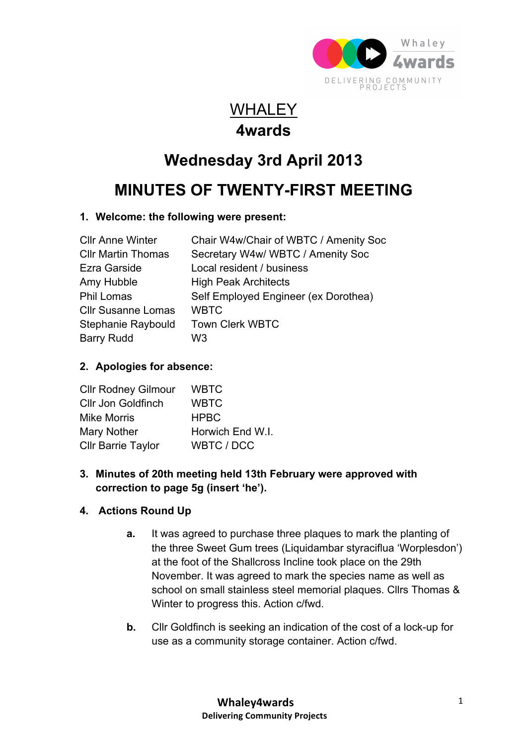# WHALEY

# 4wards

## Wednesday 3rd April 2013

## MINUTES OF TWENTY-FIRST MEETING

### 1. Welcome: the following were present:

| | |
|---|---|
| Cllr Anne Winter | Chair W4w/Chair of WBTC / Amenity Soc |
| Cllr Martin Thomas | Secretary W4w/ WBTC / Amenity Soc |
| Ezra Garside | Local resident / business |
| Amy Hubble | High Peak Architects |
| Phil Lomas | Self Employed Engineer (ex Dorothea) |
| Cllr Susanne Lomas | WBTC |
| Stephanie Raybould | Town Clerk WBTC |
| Barry Rudd | W3 |

### 2. Apologies for absence:

| | |
|---|---|
| Cllr Rodney Gilmour | WBTC |
| Cllr Jon Goldfinch | WBTC |
| Mike Morris | HPBC |
| Mary Nother | Horwich End W.I. |
| Cllr Barrie Taylor | WBTC / DCC |

### 3. Minutes of 20th meeting held 13th February were approved with correction to page 5g (insert 'he').

### 4. Actions Round Up

**a.** It was agreed to purchase three plaques to mark the planting of the three Sweet Gum trees (Liquidambar styraciflua 'Worplesdon') at the foot of the Shallcross Incline took place on the 29th November. It was agreed to mark the species name as well as school on small stainless steel memorial plaques. Cllrs Thomas & Winter to progress this. Action c/fwd.

**b.** Cllr Goldfinch is seeking an indication of the cost of a lock-up for use as a community storage container. Action c/fwd.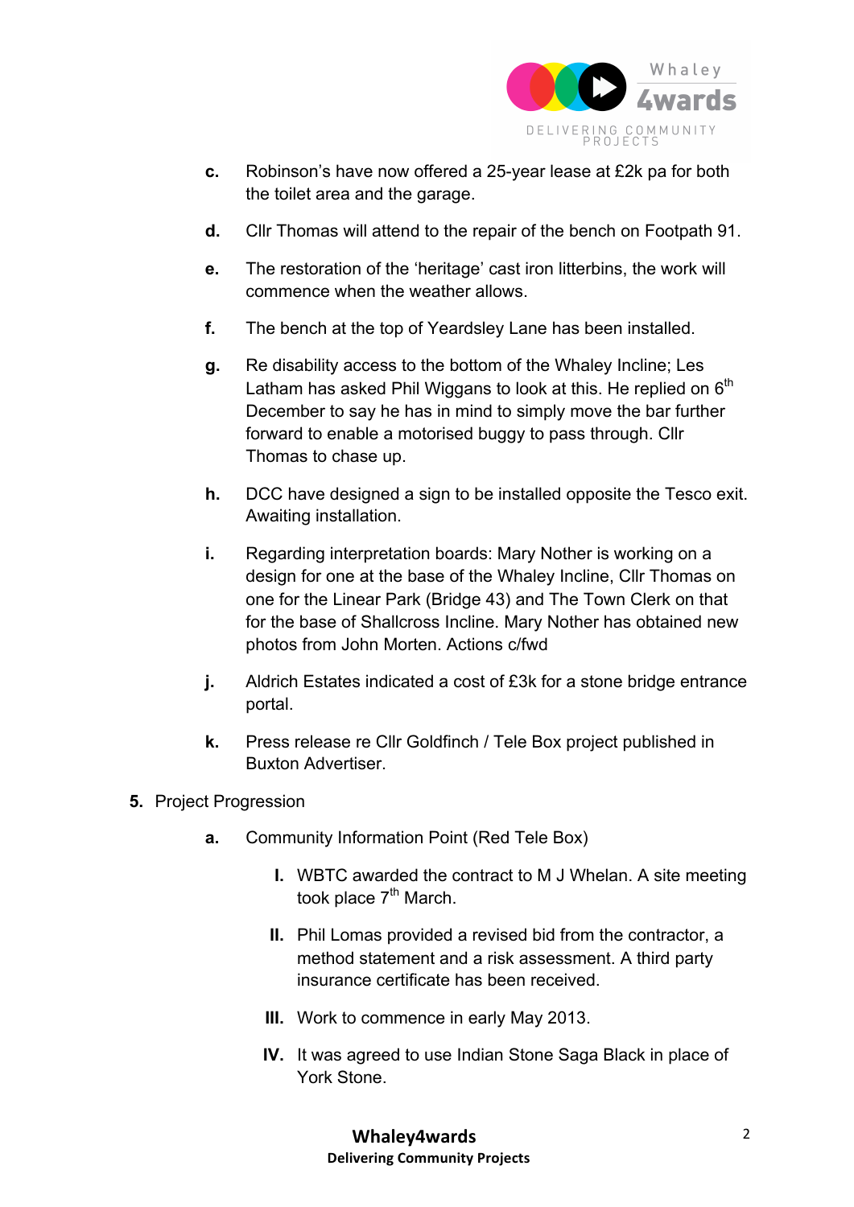c. Robinson's have now offered a 25-year lease at £2k pa for both the toilet area and the garage.

d. Cllr Thomas will attend to the repair of the bench on Footpath 91.

e. The restoration of the 'heritage' cast iron litterbins, the work will commence when the weather allows.

f. The bench at the top of Yeardsley Lane has been installed.

g. Re disability access to the bottom of the Whaley Incline; Les Latham has asked Phil Wiggans to look at this. He replied on 6th December to say he has in mind to simply move the bar further forward to enable a motorised buggy to pass through. Cllr Thomas to chase up.

h. DCC have designed a sign to be installed opposite the Tesco exit. Awaiting installation.

i. Regarding interpretation boards: Mary Nother is working on a design for one at the base of the Whaley Incline, Cllr Thomas on one for the Linear Park (Bridge 43) and The Town Clerk on that for the base of Shallcross Incline. Mary Nother has obtained new photos from John Morten. Actions c/fwd

j. Aldrich Estates indicated a cost of £3k for a stone bridge entrance portal.

k. Press release re Cllr Goldfinch / Tele Box project published in Buxton Advertiser.

5. Project Progression

   a. Community Information Point (Red Tele Box)

      I. WBTC awarded the contract to M J Whelan. A site meeting took place 7th March.

      II. Phil Lomas provided a revised bid from the contractor, a method statement and a risk assessment. A third party insurance certificate has been received.

      III. Work to commence in early May 2013.

      IV. It was agreed to use Indian Stone Saga Black in place of York Stone.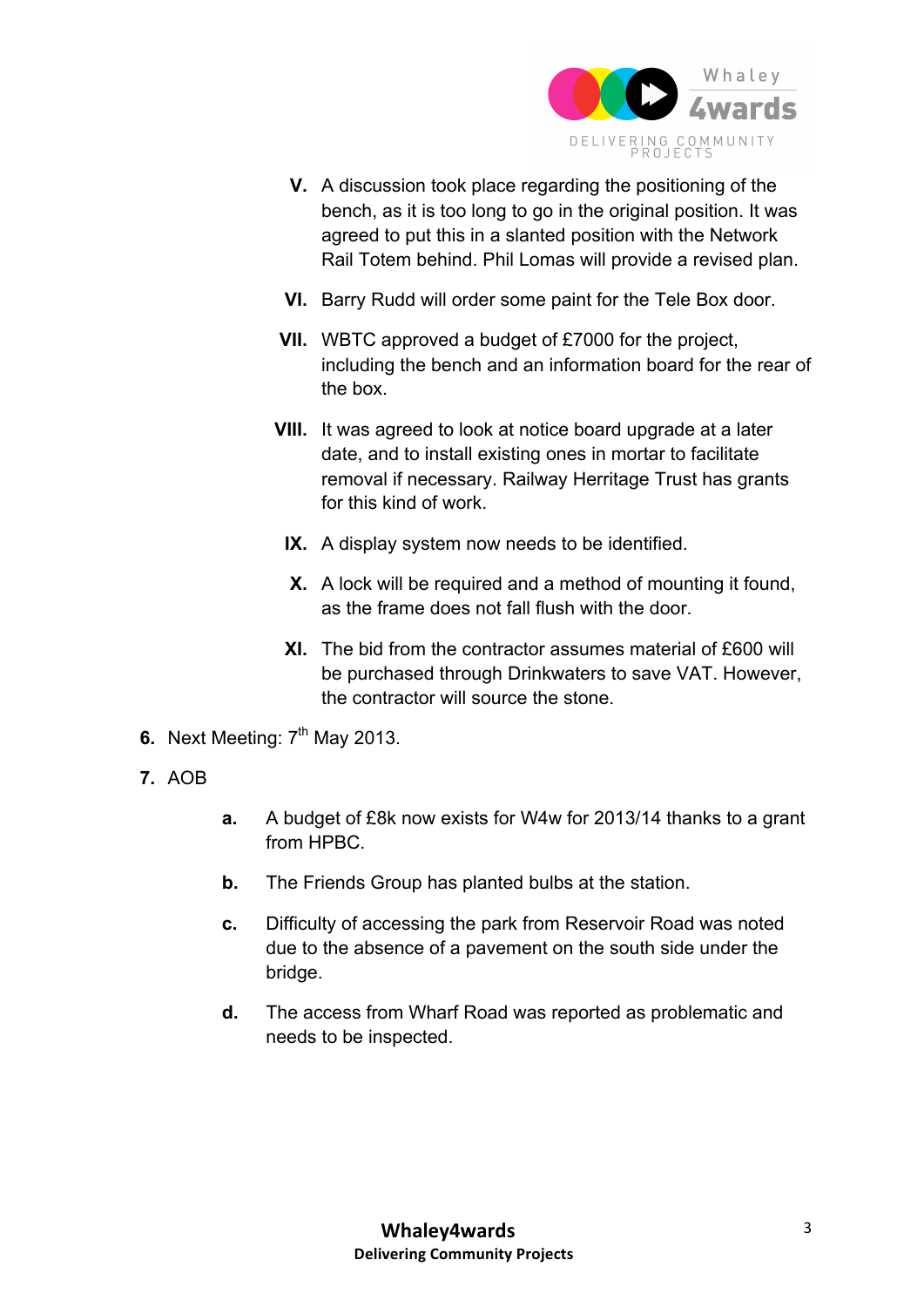V. A discussion took place regarding the positioning of the bench, as it is too long to go in the original position. It was agreed to put this in a slanted position with the Network Rail Totem behind. Phil Lomas will provide a revised plan.

VI. Barry Rudd will order some paint for the Tele Box door.

VII. WBTC approved a budget of £7000 for the project, including the bench and an information board for the rear of the box.

VIII. It was agreed to look at notice board upgrade at a later date, and to install existing ones in mortar to facilitate removal if necessary. Railway Herritage Trust has grants for this kind of work.

IX. A display system now needs to be identified.

X. A lock will be required and a method of mounting it found, as the frame does not fall flush with the door.

XI. The bid from the contractor assumes material of £600 will be purchased through Drinkwaters to save VAT. However, the contractor will source the stone.

**6.** Next Meeting: 7th May 2013.

**7.** AOB

**a.** A budget of £8k now exists for W4w for 2013/14 thanks to a grant from HPBC.

**b.** The Friends Group has planted bulbs at the station.

**c.** Difficulty of accessing the park from Reservoir Road was noted due to the absence of a pavement on the south side under the bridge.

**d.** The access from Wharf Road was reported as problematic and needs to be inspected.